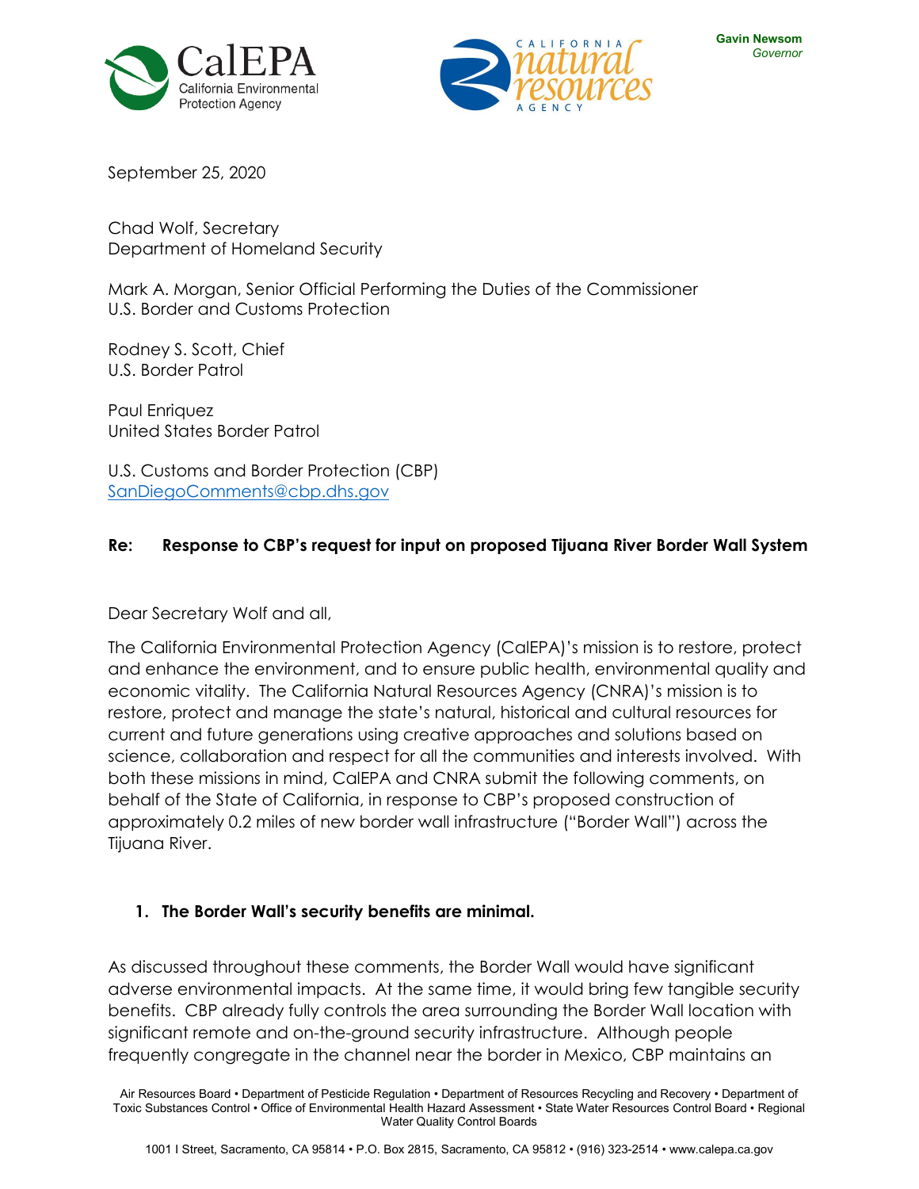Gavin Newsom
*Governor*

September 25, 2020

Chad Wolf, Secretary
Department of Homeland Security

Mark A. Morgan, Senior Official Performing the Duties of the Commissioner
U.S. Border and Customs Protection

Rodney S. Scott, Chief
U.S. Border Patrol

Paul Enriquez
United States Border Patrol

U.S. Customs and Border Protection (CBP)
SanDiegoComments@cbp.dhs.gov

**Re: Response to CBP's request for input on proposed Tijuana River Border Wall System**

Dear Secretary Wolf and all,

The California Environmental Protection Agency (CalEPA)'s mission is to restore, protect and enhance the environment, and to ensure public health, environmental quality and economic vitality. The California Natural Resources Agency (CNRA)'s mission is to restore, protect and manage the state's natural, historical and cultural resources for current and future generations using creative approaches and solutions based on science, collaboration and respect for all the communities and interests involved. With both these missions in mind, CalEPA and CNRA submit the following comments, on behalf of the State of California, in response to CBP's proposed construction of approximately 0.2 miles of new border wall infrastructure ("Border Wall") across the Tijuana River.

## 1. The Border Wall's security benefits are minimal.

As discussed throughout these comments, the Border Wall would have significant adverse environmental impacts. At the same time, it would bring few tangible security benefits. CBP already fully controls the area surrounding the Border Wall location with significant remote and on-the-ground security infrastructure. Although people frequently congregate in the channel near the border in Mexico, CBP maintains an

Air Resources Board • Department of Pesticide Regulation • Department of Resources Recycling and Recovery • Department of Toxic Substances Control • Office of Environmental Health Hazard Assessment • State Water Resources Control Board • Regional Water Quality Control Boards

1001 I Street, Sacramento, CA 95814 • P.O. Box 2815, Sacramento, CA 95812 • (916) 323-2514 • www.calepa.ca.gov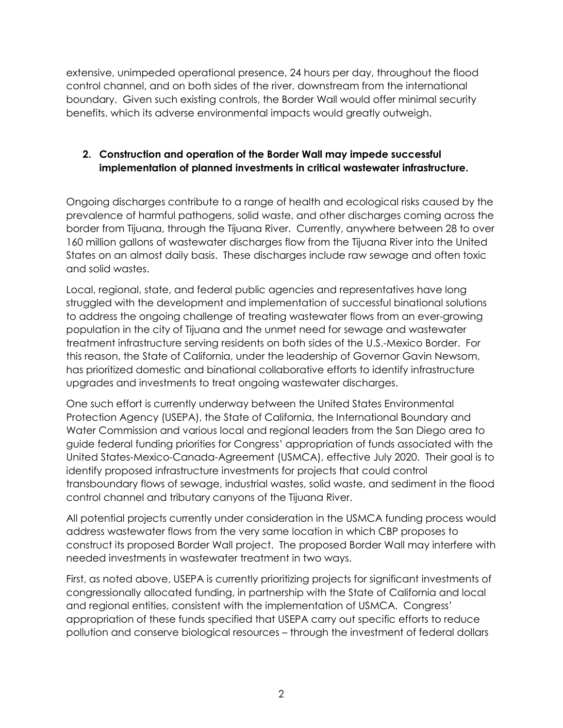extensive, unimpeded operational presence, 24 hours per day, throughout the flood control channel, and on both sides of the river, downstream from the international boundary. Given such existing controls, the Border Wall would offer minimal security benefits, which its adverse environmental impacts would greatly outweigh.

2. **Construction and operation of the Border Wall may impede successful implementation of planned investments in critical wastewater infrastructure.**

Ongoing discharges contribute to a range of health and ecological risks caused by the prevalence of harmful pathogens, solid waste, and other discharges coming across the border from Tijuana, through the Tijuana River. Currently, anywhere between 28 to over 160 million gallons of wastewater discharges flow from the Tijuana River into the United States on an almost daily basis. These discharges include raw sewage and often toxic and solid wastes.

Local, regional, state, and federal public agencies and representatives have long struggled with the development and implementation of successful binational solutions to address the ongoing challenge of treating wastewater flows from an ever-growing population in the city of Tijuana and the unmet need for sewage and wastewater treatment infrastructure serving residents on both sides of the U.S.-Mexico Border. For this reason, the State of California, under the leadership of Governor Gavin Newsom, has prioritized domestic and binational collaborative efforts to identify infrastructure upgrades and investments to treat ongoing wastewater discharges.

One such effort is currently underway between the United States Environmental Protection Agency (USEPA), the State of California, the International Boundary and Water Commission and various local and regional leaders from the San Diego area to guide federal funding priorities for Congress' appropriation of funds associated with the United States-Mexico-Canada-Agreement (USMCA), effective July 2020. Their goal is to identify proposed infrastructure investments for projects that could control transboundary flows of sewage, industrial wastes, solid waste, and sediment in the flood control channel and tributary canyons of the Tijuana River.

All potential projects currently under consideration in the USMCA funding process would address wastewater flows from the very same location in which CBP proposes to construct its proposed Border Wall project. The proposed Border Wall may interfere with needed investments in wastewater treatment in two ways.

First, as noted above, USEPA is currently prioritizing projects for significant investments of congressionally allocated funding, in partnership with the State of California and local and regional entities, consistent with the implementation of USMCA. Congress' appropriation of these funds specified that USEPA carry out specific efforts to reduce pollution and conserve biological resources – through the investment of federal dollars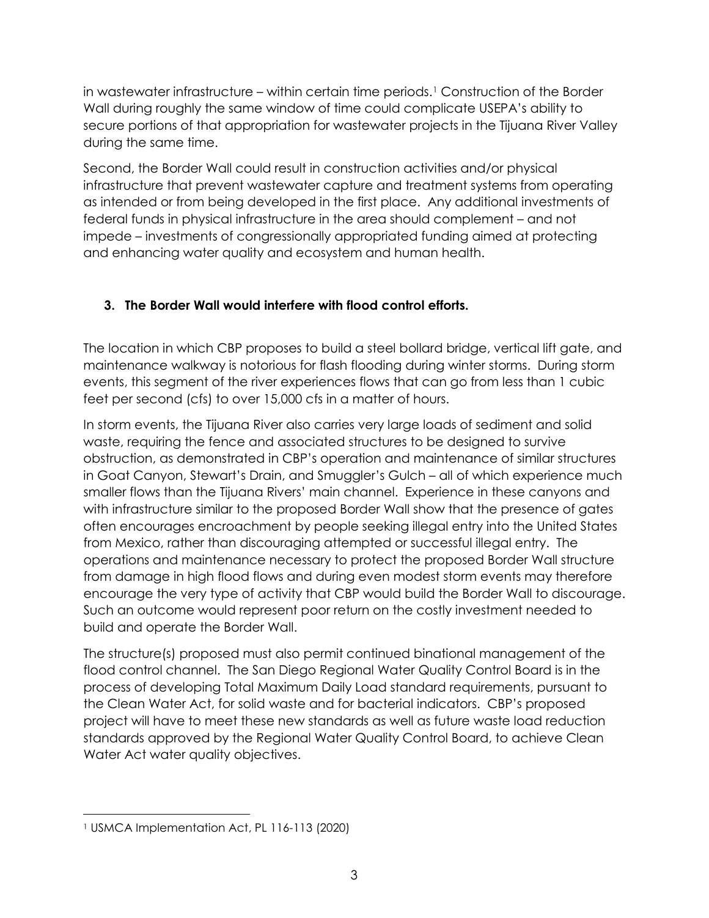in wastewater infrastructure – within certain time periods.[1] Construction of the Border Wall during roughly the same window of time could complicate USEPA's ability to secure portions of that appropriation for wastewater projects in the Tijuana River Valley during the same time.

Second, the Border Wall could result in construction activities and/or physical infrastructure that prevent wastewater capture and treatment systems from operating as intended or from being developed in the first place. Any additional investments of federal funds in physical infrastructure in the area should complement – and not impede – investments of congressionally appropriated funding aimed at protecting and enhancing water quality and ecosystem and human health.

### 3. The Border Wall would interfere with flood control efforts.

The location in which CBP proposes to build a steel bollard bridge, vertical lift gate, and maintenance walkway is notorious for flash flooding during winter storms. During storm events, this segment of the river experiences flows that can go from less than 1 cubic feet per second (cfs) to over 15,000 cfs in a matter of hours.

In storm events, the Tijuana River also carries very large loads of sediment and solid waste, requiring the fence and associated structures to be designed to survive obstruction, as demonstrated in CBP's operation and maintenance of similar structures in Goat Canyon, Stewart's Drain, and Smuggler's Gulch – all of which experience much smaller flows than the Tijuana Rivers' main channel. Experience in these canyons and with infrastructure similar to the proposed Border Wall show that the presence of gates often encourages encroachment by people seeking illegal entry into the United States from Mexico, rather than discouraging attempted or successful illegal entry. The operations and maintenance necessary to protect the proposed Border Wall structure from damage in high flood flows and during even modest storm events may therefore encourage the very type of activity that CBP would build the Border Wall to discourage. Such an outcome would represent poor return on the costly investment needed to build and operate the Border Wall.

The structure(s) proposed must also permit continued binational management of the flood control channel. The San Diego Regional Water Quality Control Board is in the process of developing Total Maximum Daily Load standard requirements, pursuant to the Clean Water Act, for solid waste and for bacterial indicators. CBP's proposed project will have to meet these new standards as well as future waste load reduction standards approved by the Regional Water Quality Control Board, to achieve Clean Water Act water quality objectives.

---

[1] USMCA Implementation Act, PL 116-113 (2020)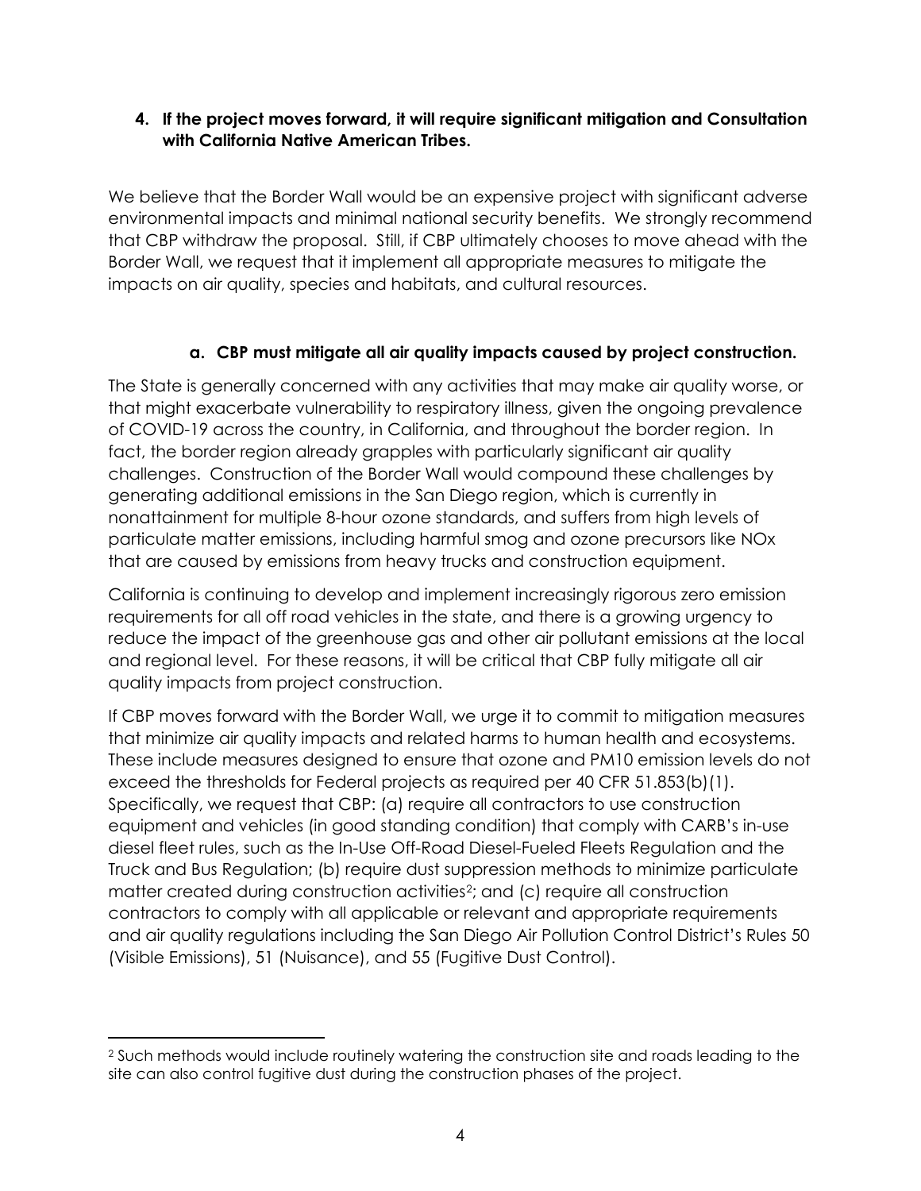## 4. If the project moves forward, it will require significant mitigation and Consultation with California Native American Tribes.

We believe that the Border Wall would be an expensive project with significant adverse environmental impacts and minimal national security benefits. We strongly recommend that CBP withdraw the proposal. Still, if CBP ultimately chooses to move ahead with the Border Wall, we request that it implement all appropriate measures to mitigate the impacts on air quality, species and habitats, and cultural resources.

### a. CBP must mitigate all air quality impacts caused by project construction.

The State is generally concerned with any activities that may make air quality worse, or that might exacerbate vulnerability to respiratory illness, given the ongoing prevalence of COVID-19 across the country, in California, and throughout the border region. In fact, the border region already grapples with particularly significant air quality challenges. Construction of the Border Wall would compound these challenges by generating additional emissions in the San Diego region, which is currently in nonattainment for multiple 8-hour ozone standards, and suffers from high levels of particulate matter emissions, including harmful smog and ozone precursors like NOx that are caused by emissions from heavy trucks and construction equipment.

California is continuing to develop and implement increasingly rigorous zero emission requirements for all off road vehicles in the state, and there is a growing urgency to reduce the impact of the greenhouse gas and other air pollutant emissions at the local and regional level. For these reasons, it will be critical that CBP fully mitigate all air quality impacts from project construction.

If CBP moves forward with the Border Wall, we urge it to commit to mitigation measures that minimize air quality impacts and related harms to human health and ecosystems. These include measures designed to ensure that ozone and PM10 emission levels do not exceed the thresholds for Federal projects as required per 40 CFR 51.853(b)(1). Specifically, we request that CBP: (a) require all contractors to use construction equipment and vehicles (in good standing condition) that comply with CARB's in-use diesel fleet rules, such as the In-Use Off-Road Diesel-Fueled Fleets Regulation and the Truck and Bus Regulation; (b) require dust suppression methods to minimize particulate matter created during construction activities[2]; and (c) require all construction contractors to comply with all applicable or relevant and appropriate requirements and air quality regulations including the San Diego Air Pollution Control District's Rules 50 (Visible Emissions), 51 (Nuisance), and 55 (Fugitive Dust Control).

---

[2] Such methods would include routinely watering the construction site and roads leading to the site can also control fugitive dust during the construction phases of the project.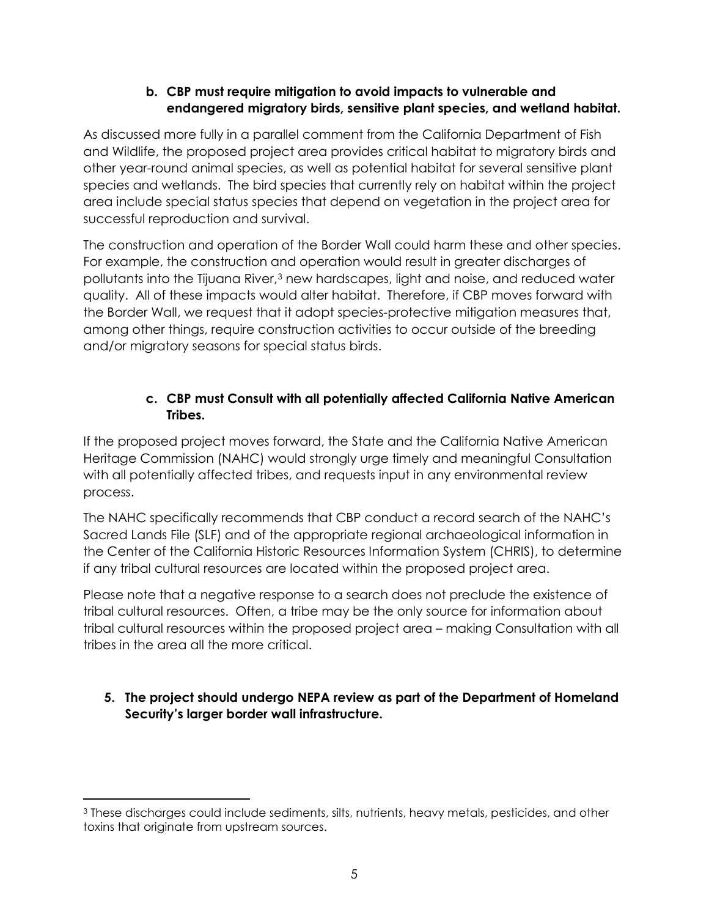**b. CBP must require mitigation to avoid impacts to vulnerable and endangered migratory birds, sensitive plant species, and wetland habitat.**

As discussed more fully in a parallel comment from the California Department of Fish and Wildlife, the proposed project area provides critical habitat to migratory birds and other year-round animal species, as well as potential habitat for several sensitive plant species and wetlands. The bird species that currently rely on habitat within the project area include special status species that depend on vegetation in the project area for successful reproduction and survival.

The construction and operation of the Border Wall could harm these and other species. For example, the construction and operation would result in greater discharges of pollutants into the Tijuana River,[3] new hardscapes, light and noise, and reduced water quality. All of these impacts would alter habitat. Therefore, if CBP moves forward with the Border Wall, we request that it adopt species-protective mitigation measures that, among other things, require construction activities to occur outside of the breeding and/or migratory seasons for special status birds.

**c. CBP must Consult with all potentially affected California Native American Tribes.**

If the proposed project moves forward, the State and the California Native American Heritage Commission (NAHC) would strongly urge timely and meaningful Consultation with all potentially affected tribes, and requests input in any environmental review process.

The NAHC specifically recommends that CBP conduct a record search of the NAHC's Sacred Lands File (SLF) and of the appropriate regional archaeological information in the Center of the California Historic Resources Information System (CHRIS), to determine if any tribal cultural resources are located within the proposed project area.

Please note that a negative response to a search does not preclude the existence of tribal cultural resources. Often, a tribe may be the only source for information about tribal cultural resources within the proposed project area – making Consultation with all tribes in the area all the more critical.

**5. The project should undergo NEPA review as part of the Department of Homeland Security's larger border wall infrastructure.**

---

[3] These discharges could include sediments, silts, nutrients, heavy metals, pesticides, and other toxins that originate from upstream sources.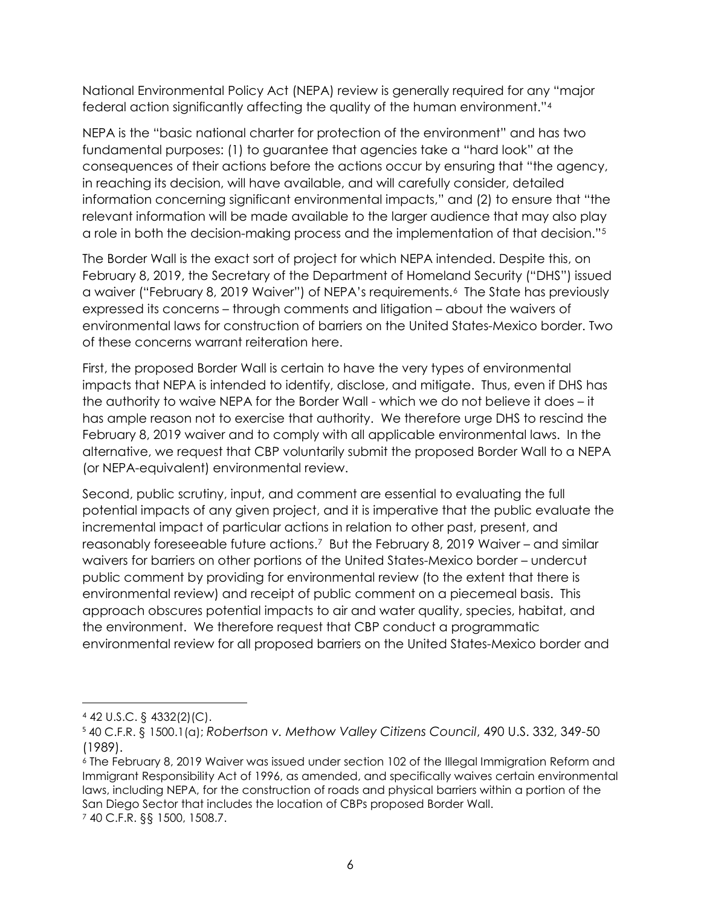National Environmental Policy Act (NEPA) review is generally required for any "major federal action significantly affecting the quality of the human environment."[4]

NEPA is the "basic national charter for protection of the environment" and has two fundamental purposes: (1) to guarantee that agencies take a "hard look" at the consequences of their actions before the actions occur by ensuring that "the agency, in reaching its decision, will have available, and will carefully consider, detailed information concerning significant environmental impacts," and (2) to ensure that "the relevant information will be made available to the larger audience that may also play a role in both the decision-making process and the implementation of that decision."[5]

The Border Wall is the exact sort of project for which NEPA intended. Despite this, on February 8, 2019, the Secretary of the Department of Homeland Security ("DHS") issued a waiver ("February 8, 2019 Waiver") of NEPA's requirements.[6] The State has previously expressed its concerns – through comments and litigation – about the waivers of environmental laws for construction of barriers on the United States-Mexico border. Two of these concerns warrant reiteration here.

First, the proposed Border Wall is certain to have the very types of environmental impacts that NEPA is intended to identify, disclose, and mitigate. Thus, even if DHS has the authority to waive NEPA for the Border Wall - which we do not believe it does – it has ample reason not to exercise that authority. We therefore urge DHS to rescind the February 8, 2019 waiver and to comply with all applicable environmental laws. In the alternative, we request that CBP voluntarily submit the proposed Border Wall to a NEPA (or NEPA-equivalent) environmental review.

Second, public scrutiny, input, and comment are essential to evaluating the full potential impacts of any given project, and it is imperative that the public evaluate the incremental impact of particular actions in relation to other past, present, and reasonably foreseeable future actions.[7] But the February 8, 2019 Waiver – and similar waivers for barriers on other portions of the United States-Mexico border – undercut public comment by providing for environmental review (to the extent that there is environmental review) and receipt of public comment on a piecemeal basis. This approach obscures potential impacts to air and water quality, species, habitat, and the environment. We therefore request that CBP conduct a programmatic environmental review for all proposed barriers on the United States-Mexico border and

---

[4] 42 U.S.C. § 4332(2)(C).

[5] 40 C.F.R. § 1500.1(a); *Robertson v. Methow Valley Citizens Council*, 490 U.S. 332, 349-50 (1989).

[6] The February 8, 2019 Waiver was issued under section 102 of the Illegal Immigration Reform and Immigrant Responsibility Act of 1996, as amended, and specifically waives certain environmental laws, including NEPA, for the construction of roads and physical barriers within a portion of the San Diego Sector that includes the location of CBPs proposed Border Wall.

[7] 40 C.F.R. §§ 1500, 1508.7.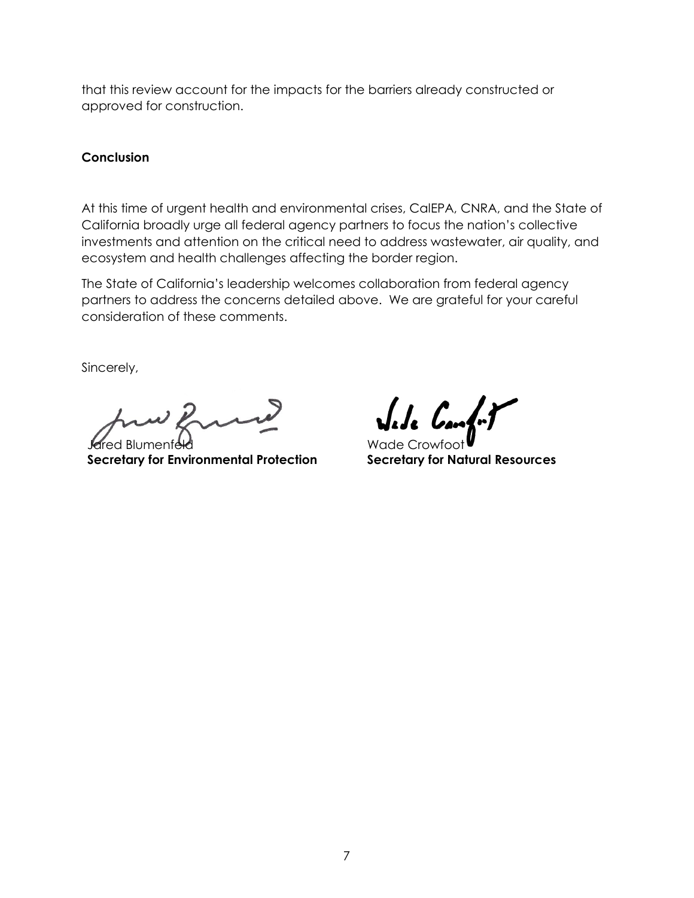that this review account for the impacts for the barriers already constructed or approved for construction.

**Conclusion**

At this time of urgent health and environmental crises, CalEPA, CNRA, and the State of California broadly urge all federal agency partners to focus the nation's collective investments and attention on the critical need to address wastewater, air quality, and ecosystem and health challenges affecting the border region.

The State of California's leadership welcomes collaboration from federal agency partners to address the concerns detailed above. We are grateful for your careful consideration of these comments.

Sincerely,

Jared Blumenfeld
**Secretary for Environmental Protection**

Wade Crowfoot
**Secretary for Natural Resources**